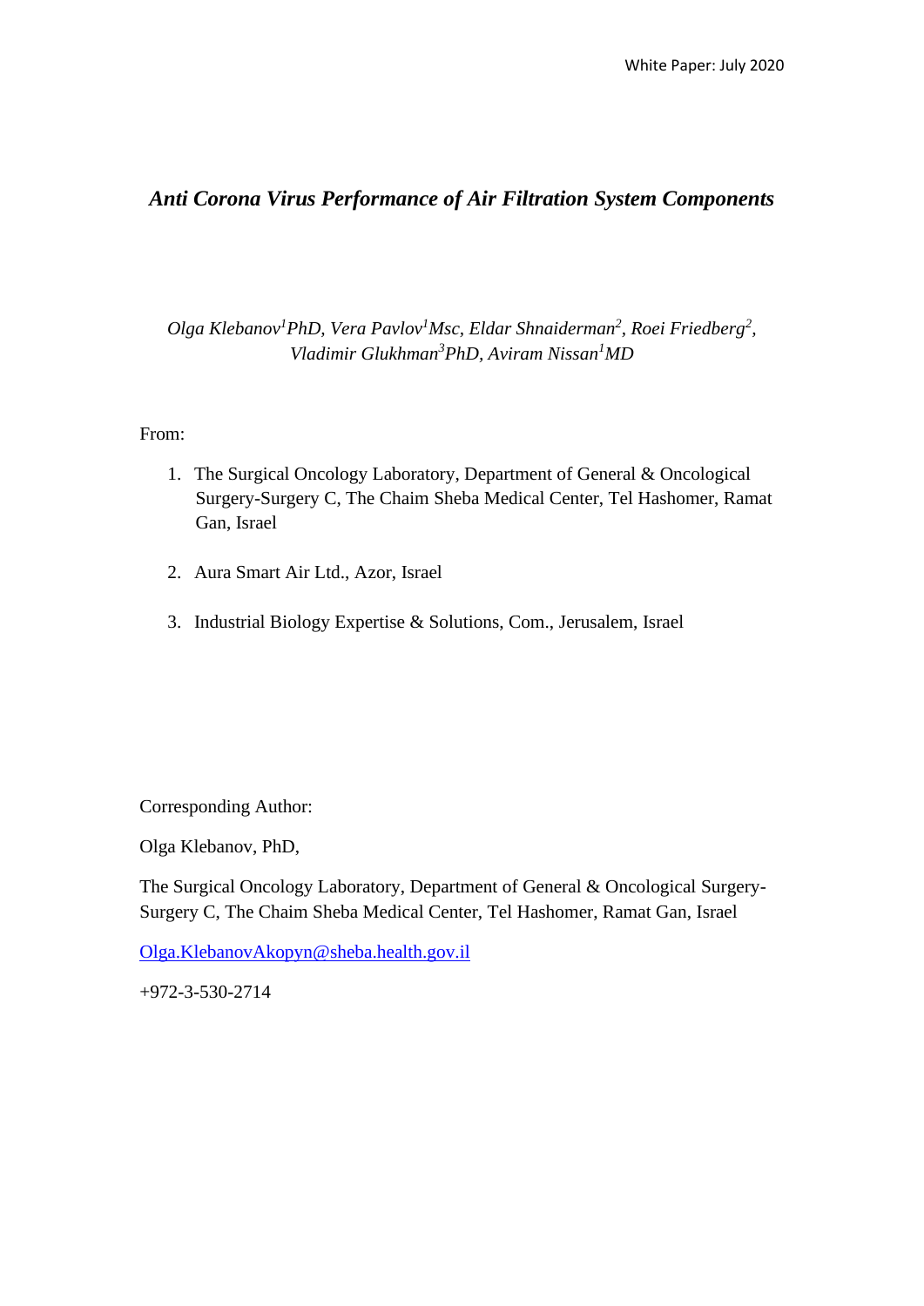White Paper: July 2020

# *Anti Corona Virus Performance of Air Filtration System Components*

*Olga Klebanov[1]PhD, Vera Pavlov[1]Msc, Eldar Shnaiderman[2], Roei Friedberg[2], Vladimir Glukhman[3]PhD, Aviram Nissan[1]MD*

From:

1. The Surgical Oncology Laboratory, Department of General & Oncological Surgery-Surgery C, The Chaim Sheba Medical Center, Tel Hashomer, Ramat Gan, Israel

2. Aura Smart Air Ltd., Azor, Israel

3. Industrial Biology Expertise & Solutions, Com., Jerusalem, Israel

Corresponding Author:

Olga Klebanov, PhD,

The Surgical Oncology Laboratory, Department of General & Oncological Surgery-Surgery C, The Chaim Sheba Medical Center, Tel Hashomer, Ramat Gan, Israel

Olga.KlebanovAkopyn@sheba.health.gov.il

+972-3-530-2714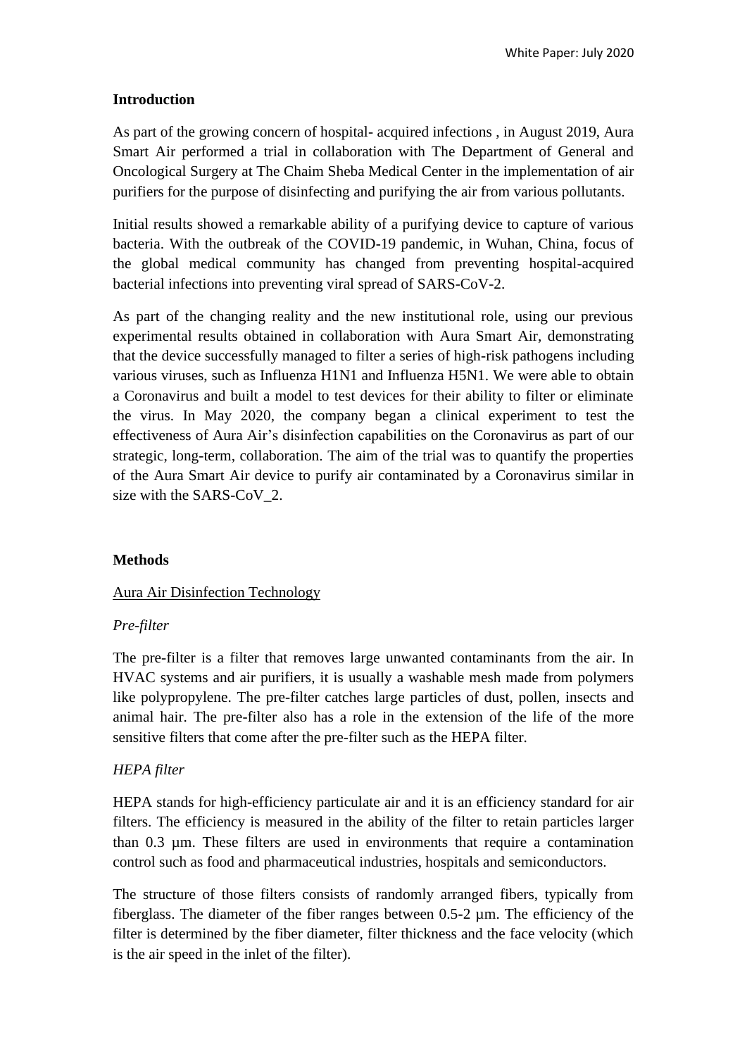## Introduction

As part of the growing concern of hospital- acquired infections , in August 2019, Aura Smart Air performed a trial in collaboration with The Department of General and Oncological Surgery at The Chaim Sheba Medical Center in the implementation of air purifiers for the purpose of disinfecting and purifying the air from various pollutants.

Initial results showed a remarkable ability of a purifying device to capture of various bacteria. With the outbreak of the COVID-19 pandemic, in Wuhan, China, focus of the global medical community has changed from preventing hospital-acquired bacterial infections into preventing viral spread of SARS-CoV-2.

As part of the changing reality and the new institutional role, using our previous experimental results obtained in collaboration with Aura Smart Air, demonstrating that the device successfully managed to filter a series of high-risk pathogens including various viruses, such as Influenza H1N1 and Influenza H5N1. We were able to obtain a Coronavirus and built a model to test devices for their ability to filter or eliminate the virus. In May 2020, the company began a clinical experiment to test the effectiveness of Aura Air's disinfection capabilities on the Coronavirus as part of our strategic, long-term, collaboration. The aim of the trial was to quantify the properties of the Aura Smart Air device to purify air contaminated by a Coronavirus similar in size with the SARS-CoV_2.

## Methods

### Aura Air Disinfection Technology

*Pre-filter*

The pre-filter is a filter that removes large unwanted contaminants from the air. In HVAC systems and air purifiers, it is usually a washable mesh made from polymers like polypropylene. The pre-filter catches large particles of dust, pollen, insects and animal hair. The pre-filter also has a role in the extension of the life of the more sensitive filters that come after the pre-filter such as the HEPA filter.

*HEPA filter*

HEPA stands for high-efficiency particulate air and it is an efficiency standard for air filters. The efficiency is measured in the ability of the filter to retain particles larger than 0.3 µm. These filters are used in environments that require a contamination control such as food and pharmaceutical industries, hospitals and semiconductors.

The structure of those filters consists of randomly arranged fibers, typically from fiberglass. The diameter of the fiber ranges between 0.5-2 µm. The efficiency of the filter is determined by the fiber diameter, filter thickness and the face velocity (which is the air speed in the inlet of the filter).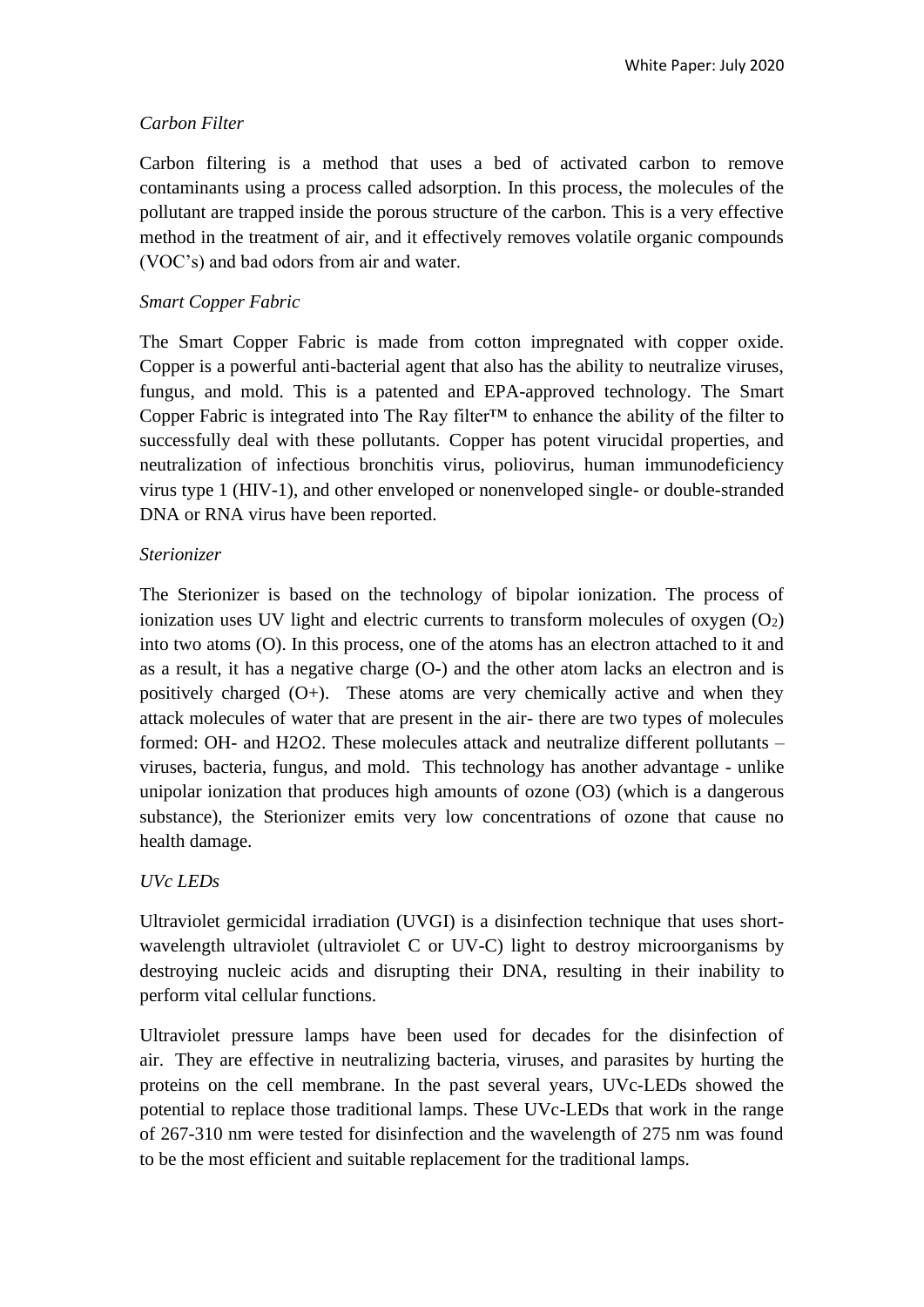*Carbon Filter*

Carbon filtering is a method that uses a bed of activated carbon to remove contaminants using a process called adsorption. In this process, the molecules of the pollutant are trapped inside the porous structure of the carbon. This is a very effective method in the treatment of air, and it effectively removes volatile organic compounds (VOC's) and bad odors from air and water.

*Smart Copper Fabric*

The Smart Copper Fabric is made from cotton impregnated with copper oxide. Copper is a powerful anti-bacterial agent that also has the ability to neutralize viruses, fungus, and mold. This is a patented and EPA-approved technology. The Smart Copper Fabric is integrated into The Ray filter™ to enhance the ability of the filter to successfully deal with these pollutants. Copper has potent virucidal properties, and neutralization of infectious bronchitis virus, poliovirus, human immunodeficiency virus type 1 (HIV-1), and other enveloped or nonenveloped single- or double-stranded DNA or RNA virus have been reported.

*Sterionizer*

The Sterionizer is based on the technology of bipolar ionization. The process of ionization uses UV light and electric currents to transform molecules of oxygen ($O_2$) into two atoms (O). In this process, one of the atoms has an electron attached to it and as a result, it has a negative charge ($O^-$) and the other atom lacks an electron and is positively charged ($O^+$). These atoms are very chemically active and when they attack molecules of water that are present in the air- there are two types of molecules formed: $OH^-$ and $H_2O_2$. These molecules attack and neutralize different pollutants – viruses, bacteria, fungus, and mold. This technology has another advantage - unlike unipolar ionization that produces high amounts of ozone ($O_3$) (which is a dangerous substance), the Sterionizer emits very low concentrations of ozone that cause no health damage.

*UVc LEDs*

Ultraviolet germicidal irradiation (UVGI) is a disinfection technique that uses short-wavelength ultraviolet (ultraviolet C or UV-C) light to destroy microorganisms by destroying nucleic acids and disrupting their DNA, resulting in their inability to perform vital cellular functions.

Ultraviolet pressure lamps have been used for decades for the disinfection of air. They are effective in neutralizing bacteria, viruses, and parasites by hurting the proteins on the cell membrane. In the past several years, UVc-LEDs showed the potential to replace those traditional lamps. These UVc-LEDs that work in the range of 267-310 nm were tested for disinfection and the wavelength of 275 nm was found to be the most efficient and suitable replacement for the traditional lamps.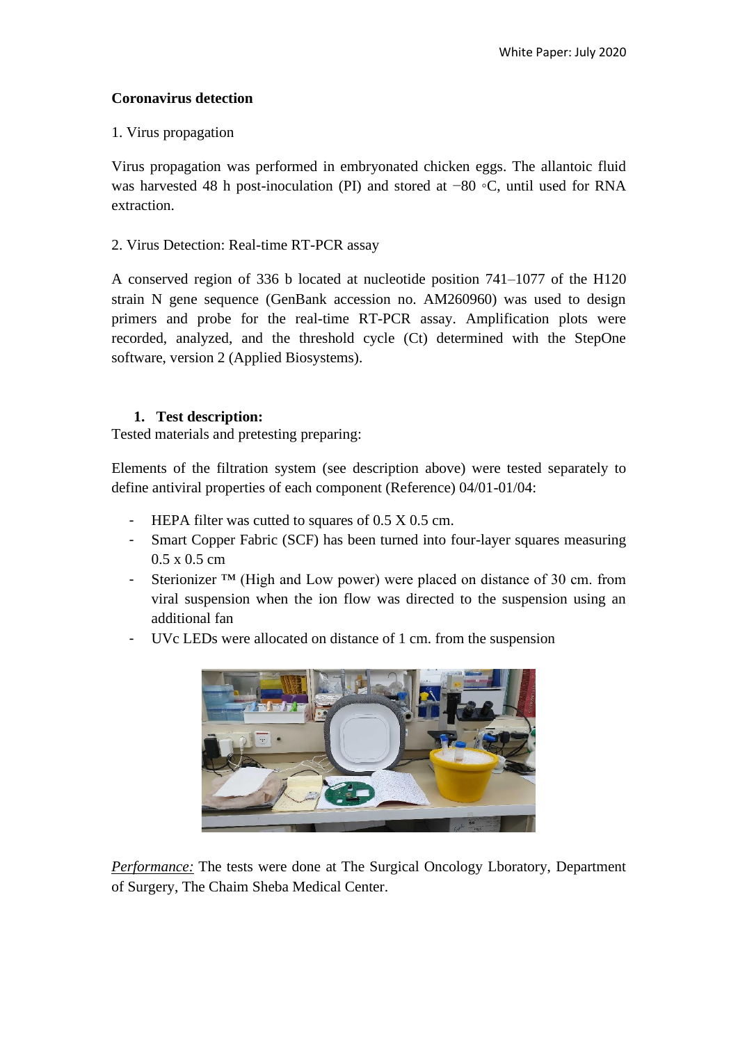**Coronavirus detection**

1. Virus propagation

Virus propagation was performed in embryonated chicken eggs. The allantoic fluid was harvested 48 h post-inoculation (PI) and stored at −80 ◦C, until used for RNA extraction.

2. Virus Detection: Real-time RT-PCR assay

A conserved region of 336 b located at nucleotide position 741–1077 of the H120 strain N gene sequence (GenBank accession no. AM260960) was used to design primers and probe for the real-time RT-PCR assay. Amplification plots were recorded, analyzed, and the threshold cycle (Ct) determined with the StepOne software, version 2 (Applied Biosystems).

1. **Test description:**

Tested materials and pretesting preparing:

Elements of the filtration system (see description above) were tested separately to define antiviral properties of each component (Reference) 04/01-01/04:

- HEPA filter was cutted to squares of 0.5 X 0.5 cm.
- Smart Copper Fabric (SCF) has been turned into four-layer squares measuring 0.5 x 0.5 cm
- Sterionizer ™ (High and Low power) were placed on distance of 30 cm. from viral suspension when the ion flow was directed to the suspension using an additional fan
- UVc LEDs were allocated on distance of 1 cm. from the suspension

*Performance:* The tests were done at The Surgical Oncology Lboratory, Department of Surgery, The Chaim Sheba Medical Center.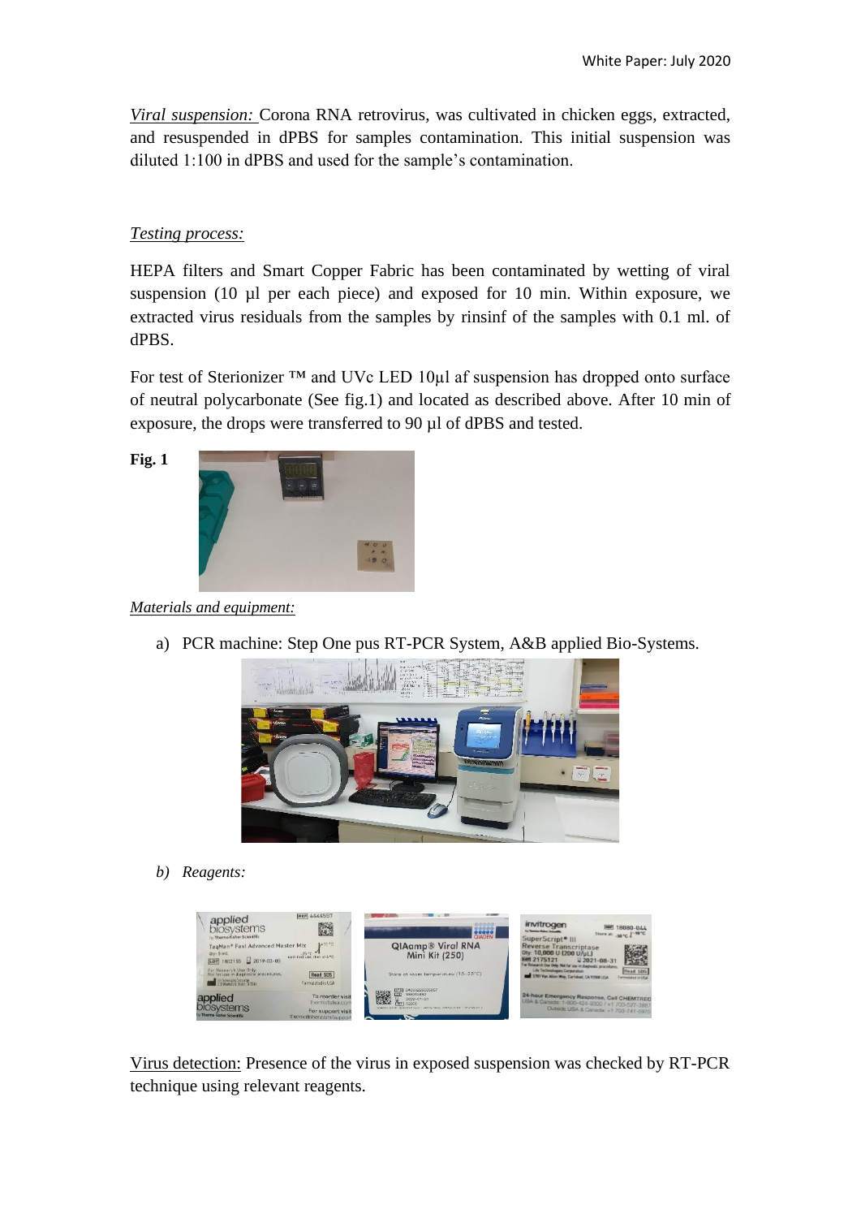*Viral suspension:* Corona RNA retrovirus, was cultivated in chicken eggs, extracted, and resuspended in dPBS for samples contamination. This initial suspension was diluted 1:100 in dPBS and used for the sample's contamination.

*Testing process:*

HEPA filters and Smart Copper Fabric has been contaminated by wetting of viral suspension (10 µl per each piece) and exposed for 10 min. Within exposure, we extracted virus residuals from the samples by rinsinf of the samples with 0.1 ml. of dPBS.

For test of Sterionizer ™ and UVc LED 10µl af suspension has dropped onto surface of neutral polycarbonate (See fig.1) and located as described above. After 10 min of exposure, the drops were transferred to 90 µl of dPBS and tested.

**Fig. 1**

*Materials and equipment:*

a) PCR machine: Step One pus RT-PCR System, A&B applied Bio-Systems.

b) *Reagents:*

Virus detection: Presence of the virus in exposed suspension was checked by RT-PCR technique using relevant reagents.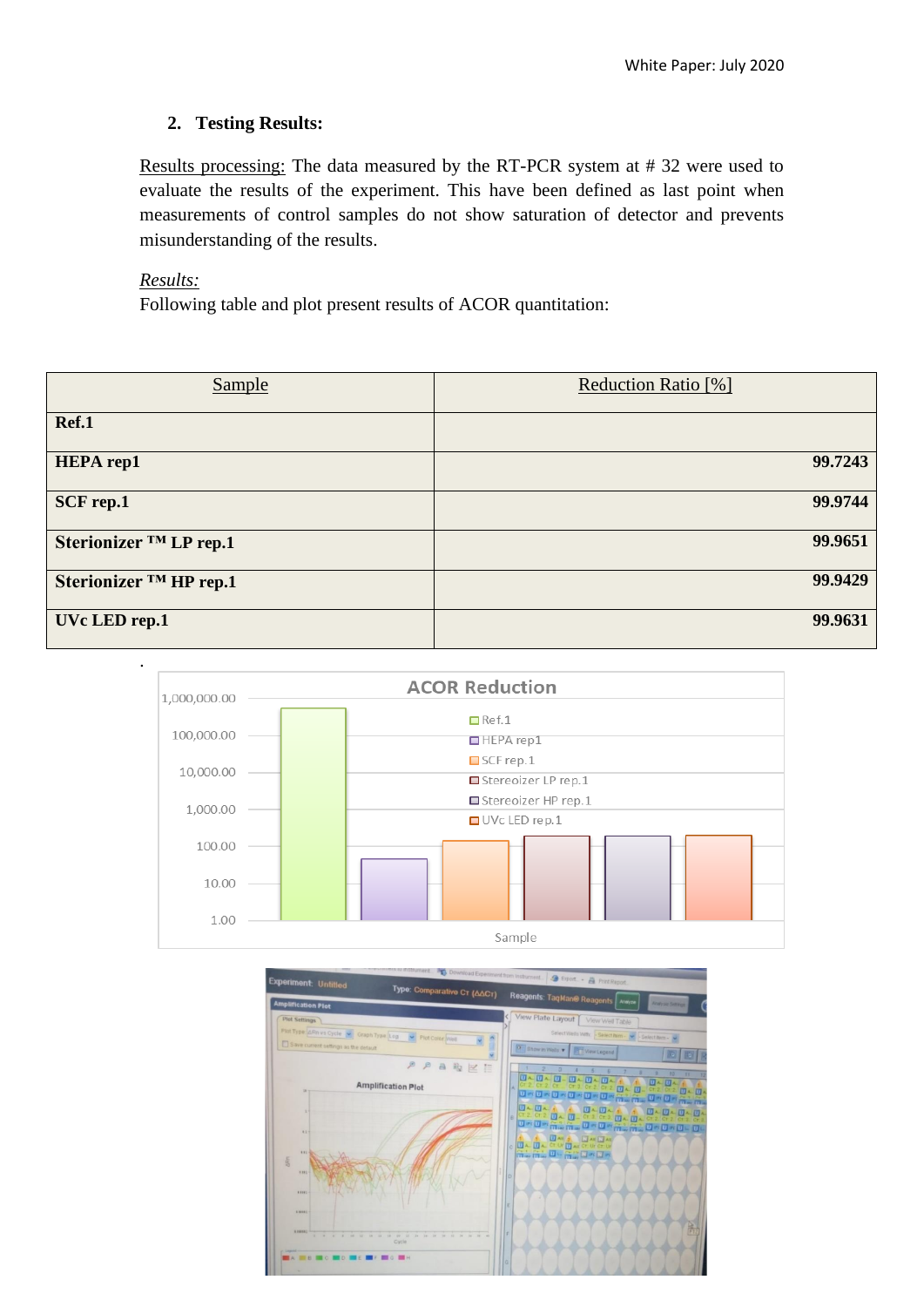## 2. Testing Results:

Results processing: The data measured by the RT-PCR system at # 32 were used to evaluate the results of the experiment. This have been defined as last point when measurements of control samples do not show saturation of detector and prevents misunderstanding of the results.

*Results:*

Following table and plot present results of ACOR quantitation:

| Sample | Reduction Ratio [%] |
|---|---|
| **Ref.1** | |
| **HEPA rep1** | **99.7243** |
| **SCF rep.1** | **99.9744** |
| **Sterionizer ™ LP rep.1** | **99.9651** |
| **Sterionizer ™ HP rep.1** | **99.9429** |
| **UVc LED rep.1** | **99.9631** |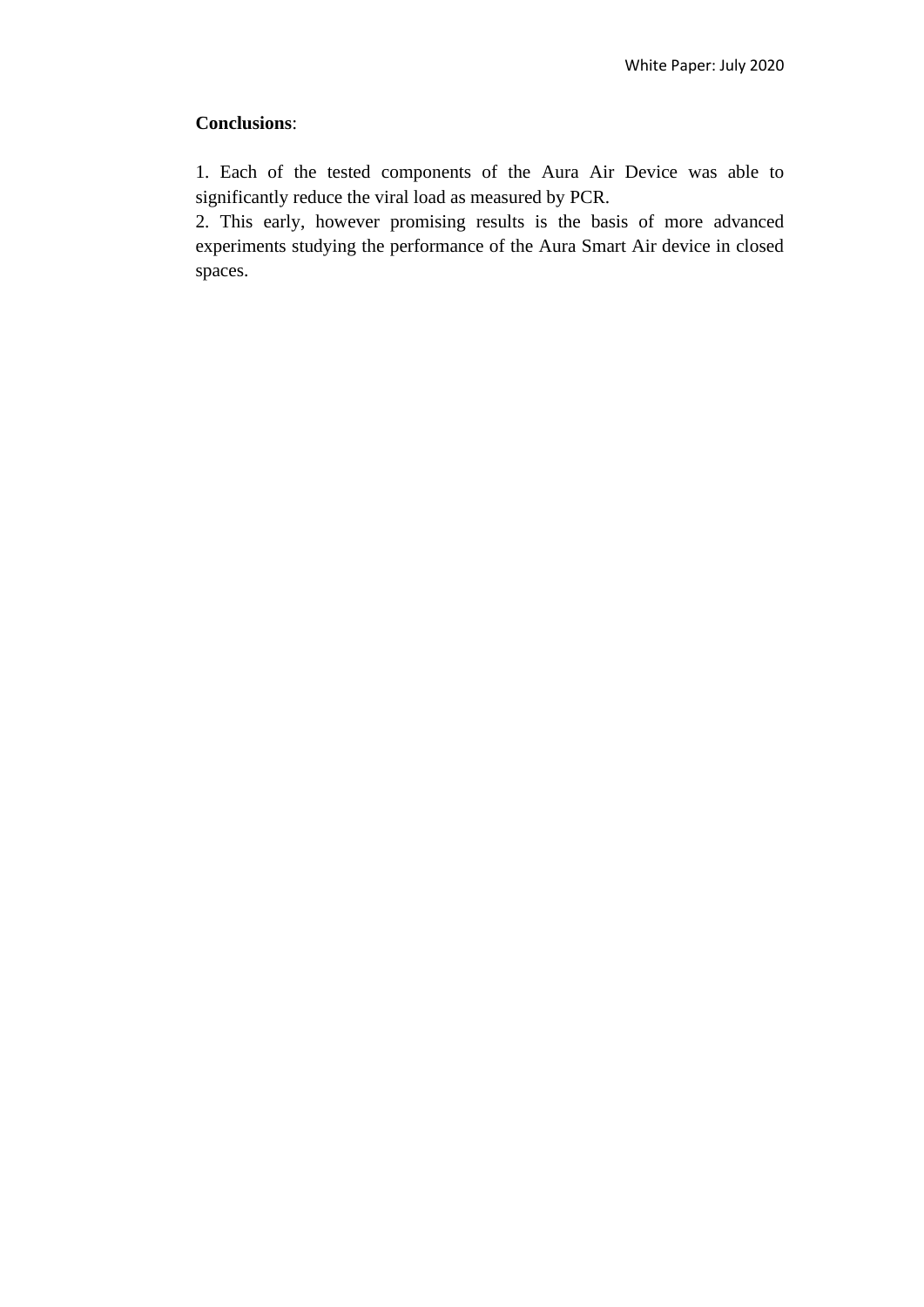**Conclusions**:

1. Each of the tested components of the Aura Air Device was able to significantly reduce the viral load as measured by PCR.
2. This early, however promising results is the basis of more advanced experiments studying the performance of the Aura Smart Air device in closed spaces.